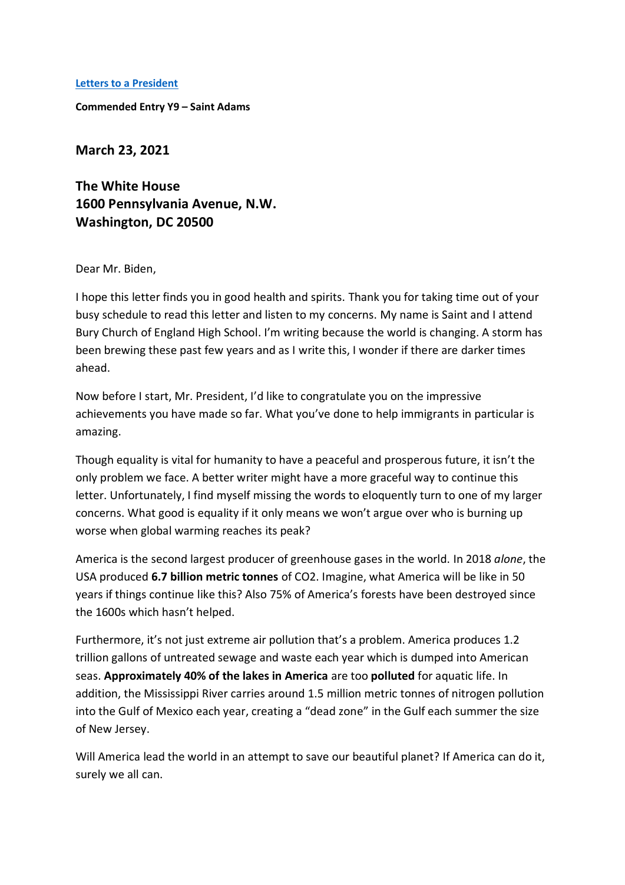[Letters to a President](#)

**Commended Entry Y9 – Saint Adams**

**March 23, 2021**

**The White House**
**1600 Pennsylvania Avenue, N.W.**
**Washington, DC 20500**

Dear Mr. Biden,

I hope this letter finds you in good health and spirits. Thank you for taking time out of your busy schedule to read this letter and listen to my concerns. My name is Saint and I attend Bury Church of England High School. I'm writing because the world is changing. A storm has been brewing these past few years and as I write this, I wonder if there are darker times ahead.

Now before I start, Mr. President, I'd like to congratulate you on the impressive achievements you have made so far. What you've done to help immigrants in particular is amazing.

Though equality is vital for humanity to have a peaceful and prosperous future, it isn't the only problem we face. A better writer might have a more graceful way to continue this letter. Unfortunately, I find myself missing the words to eloquently turn to one of my larger concerns. What good is equality if it only means we won't argue over who is burning up worse when global warming reaches its peak?

America is the second largest producer of greenhouse gases in the world. In 2018 *alone*, the USA produced **6.7 billion metric tonnes** of $CO_2$. Imagine, what America will be like in 50 years if things continue like this? Also 75% of America's forests have been destroyed since the 1600s which hasn't helped.

Furthermore, it's not just extreme air pollution that's a problem. America produces 1.2 trillion gallons of untreated sewage and waste each year which is dumped into American seas. **Approximately 40% of the lakes in America** are too **polluted** for aquatic life. In addition, the Mississippi River carries around 1.5 million metric tonnes of nitrogen pollution into the Gulf of Mexico each year, creating a "dead zone" in the Gulf each summer the size of New Jersey.

Will America lead the world in an attempt to save our beautiful planet? If America can do it, surely we all can.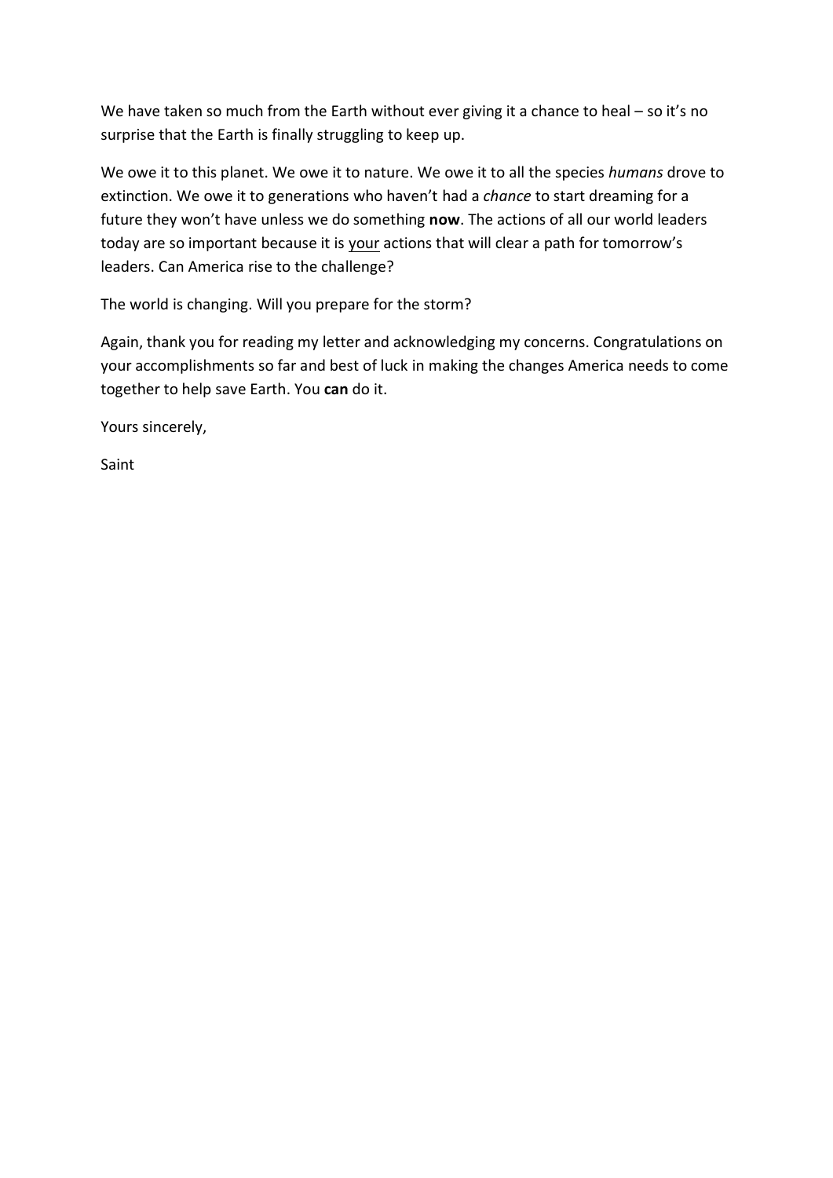We have taken so much from the Earth without ever giving it a chance to heal – so it's no surprise that the Earth is finally struggling to keep up.

We owe it to this planet. We owe it to nature. We owe it to all the species *humans* drove to extinction. We owe it to generations who haven't had a *chance* to start dreaming for a future they won't have unless we do something **now**. The actions of all our world leaders today are so important because it is <u>your</u> actions that will clear a path for tomorrow's leaders. Can America rise to the challenge?

The world is changing. Will you prepare for the storm?

Again, thank you for reading my letter and acknowledging my concerns. Congratulations on your accomplishments so far and best of luck in making the changes America needs to come together to help save Earth. You **can** do it.

Yours sincerely,

Saint